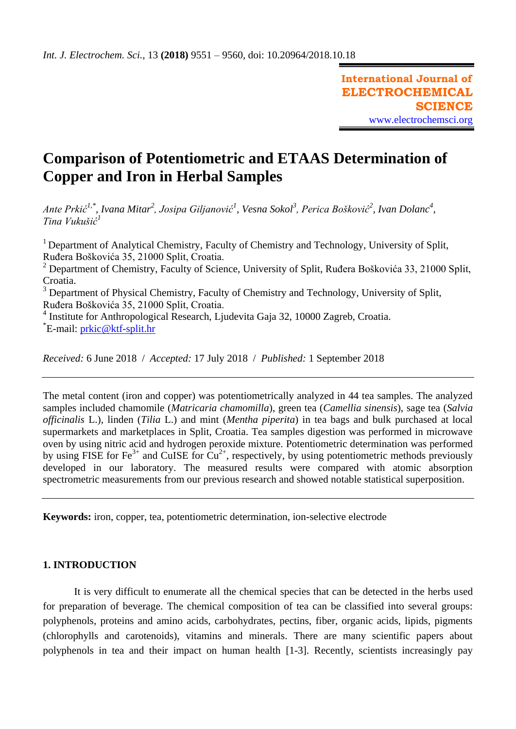# Comparison of Potentiometric and ETAAS Determination of Copper and Iron in Herbal Samples

*Ante Prkić*[1,*]*, Ivana Mitar*[2]*, Josipa Giljanović*[1]*, Vesna Sokol*[3]*, Perica Bošković*[2]*, Ivan Dolanc*[4]*, Tina Vukušić*[1]

[1] Department of Analytical Chemistry, Faculty of Chemistry and Technology, University of Split, Ruđera Boškovića 35, 21000 Split, Croatia.
[2] Department of Chemistry, Faculty of Science, University of Split, Ruđera Boškovića 33, 21000 Split, Croatia.
[3] Department of Physical Chemistry, Faculty of Chemistry and Technology, University of Split, Ruđera Boškovića 35, 21000 Split, Croatia.
[4] Institute for Anthropological Research, Ljudevita Gaja 32, 10000 Zagreb, Croatia.
[*]E-mail: prkic@ktf-split.hr

*Received:* 6 June 2018 / *Accepted:* 17 July 2018 / *Published:* 1 September 2018

---

The metal content (iron and copper) was potentiometrically analyzed in 44 tea samples. The analyzed samples included chamomile (*Matricaria chamomilla*), green tea (*Camellia sinensis*), sage tea (*Salvia officinalis* L.), linden (*Tilia* L.) and mint (*Mentha piperita*) in tea bags and bulk purchased at local supermarkets and marketplaces in Split, Croatia. Tea samples digestion was performed in microwave oven by using nitric acid and hydrogen peroxide mixture. Potentiometric determination was performed by using FISE for $Fe^{3+}$ and CuISE for $Cu^{2+}$, respectively, by using potentiometric methods previously developed in our laboratory. The measured results were compared with atomic absorption spectrometric measurements from our previous research and showed notable statistical superposition.

---

**Keywords:** iron, copper, tea, potentiometric determination, ion-selective electrode

## 1. INTRODUCTION

It is very difficult to enumerate all the chemical species that can be detected in the herbs used for preparation of beverage. The chemical composition of tea can be classified into several groups: polyphenols, proteins and amino acids, carbohydrates, pectins, fiber, organic acids, lipids, pigments (chlorophylls and carotenoids), vitamins and minerals. There are many scientific papers about polyphenols in tea and their impact on human health [1-3]. Recently, scientists increasingly pay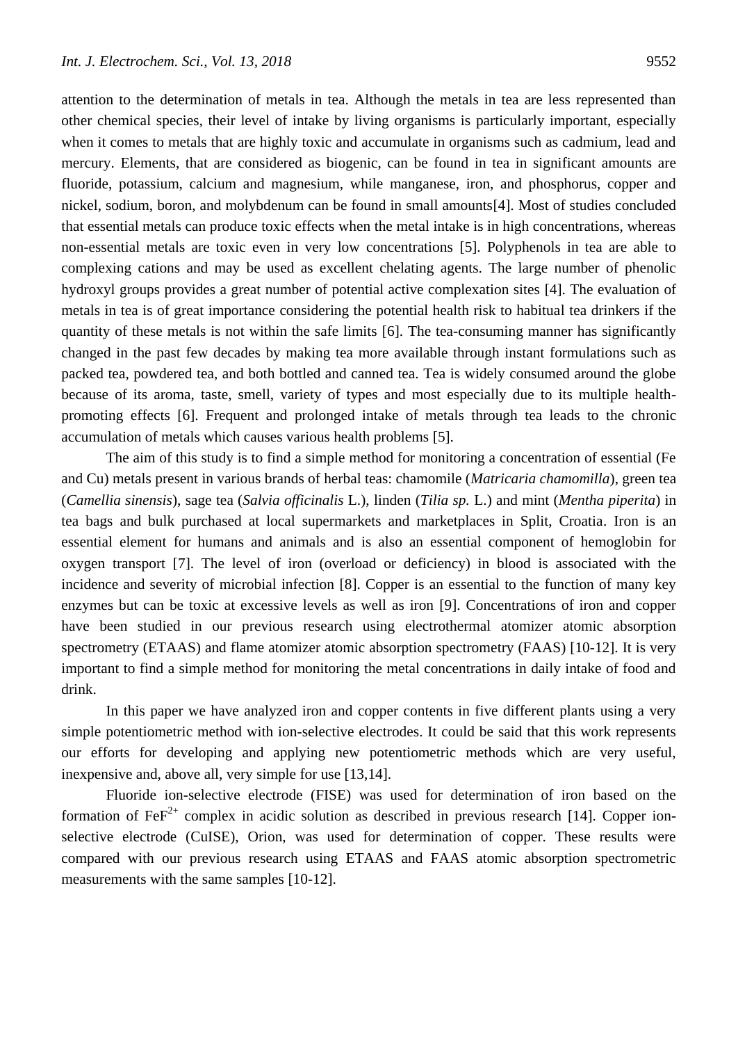attention to the determination of metals in tea. Although the metals in tea are less represented than other chemical species, their level of intake by living organisms is particularly important, especially when it comes to metals that are highly toxic and accumulate in organisms such as cadmium, lead and mercury. Elements, that are considered as biogenic, can be found in tea in significant amounts are fluoride, potassium, calcium and magnesium, while manganese, iron, and phosphorus, copper and nickel, sodium, boron, and molybdenum can be found in small amounts[4]. Most of studies concluded that essential metals can produce toxic effects when the metal intake is in high concentrations, whereas non-essential metals are toxic even in very low concentrations [5]. Polyphenols in tea are able to complexing cations and may be used as excellent chelating agents. The large number of phenolic hydroxyl groups provides a great number of potential active complexation sites [4]. The evaluation of metals in tea is of great importance considering the potential health risk to habitual tea drinkers if the quantity of these metals is not within the safe limits [6]. The tea-consuming manner has significantly changed in the past few decades by making tea more available through instant formulations such as packed tea, powdered tea, and both bottled and canned tea. Tea is widely consumed around the globe because of its aroma, taste, smell, variety of types and most especially due to its multiple health-promoting effects [6]. Frequent and prolonged intake of metals through tea leads to the chronic accumulation of metals which causes various health problems [5].

The aim of this study is to find a simple method for monitoring a concentration of essential (Fe and Cu) metals present in various brands of herbal teas: chamomile (*Matricaria chamomilla*), green tea (*Camellia sinensis*), sage tea (*Salvia officinalis* L.), linden (*Tilia sp.* L.) and mint (*Mentha piperita*) in tea bags and bulk purchased at local supermarkets and marketplaces in Split, Croatia. Iron is an essential element for humans and animals and is also an essential component of hemoglobin for oxygen transport [7]. The level of iron (overload or deficiency) in blood is associated with the incidence and severity of microbial infection [8]. Copper is an essential to the function of many key enzymes but can be toxic at excessive levels as well as iron [9]. Concentrations of iron and copper have been studied in our previous research using electrothermal atomizer atomic absorption spectrometry (ETAAS) and flame atomizer atomic absorption spectrometry (FAAS) [10-12]. It is very important to find a simple method for monitoring the metal concentrations in daily intake of food and drink.

In this paper we have analyzed iron and copper contents in five different plants using a very simple potentiometric method with ion-selective electrodes. It could be said that this work represents our efforts for developing and applying new potentiometric methods which are very useful, inexpensive and, above all, very simple for use [13,14].

Fluoride ion-selective electrode (FISE) was used for determination of iron based on the formation of $FeF^{2+}$ complex in acidic solution as described in previous research [14]. Copper ion-selective electrode (CuISE), Orion, was used for determination of copper. These results were compared with our previous research using ETAAS and FAAS atomic absorption spectrometric measurements with the same samples [10-12].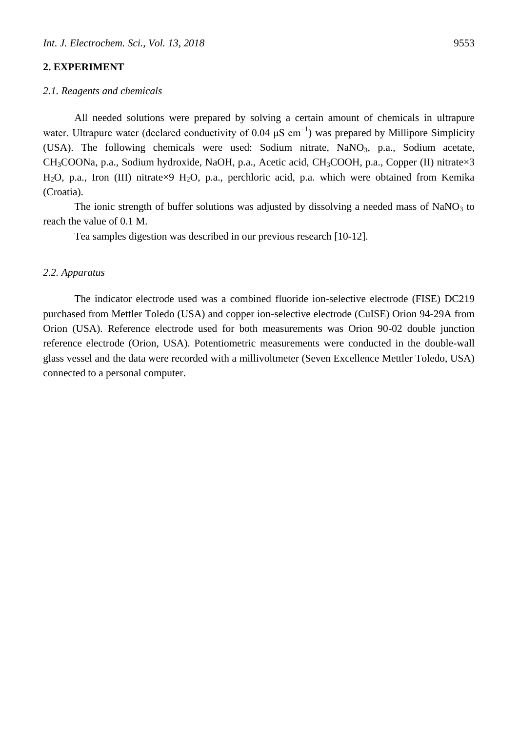## 2. EXPERIMENT

### *2.1. Reagents and chemicals*

All needed solutions were prepared by solving a certain amount of chemicals in ultrapure water. Ultrapure water (declared conductivity of 0.04 μS $cm^{-1}$) was prepared by Millipore Simplicity (USA). The following chemicals were used: Sodium nitrate, $NaNO_3$, p.a., Sodium acetate, $CH_3COONa$, p.a., Sodium hydroxide, NaOH, p.a., Acetic acid, $CH_3COOH$, p.a., Copper (II) nitrate×3 $H_2O$, p.a., Iron (III) nitrate×9 $H_2O$, p.a., perchloric acid, p.a. which were obtained from Kemika (Croatia).

The ionic strength of buffer solutions was adjusted by dissolving a needed mass of $NaNO_3$ to reach the value of 0.1 M.

Tea samples digestion was described in our previous research [10-12].

### *2.2. Apparatus*

The indicator electrode used was a combined fluoride ion-selective electrode (FISE) DC219 purchased from Mettler Toledo (USA) and copper ion-selective electrode (CuISE) Orion 94-29A from Orion (USA). Reference electrode used for both measurements was Orion 90-02 double junction reference electrode (Orion, USA). Potentiometric measurements were conducted in the double-wall glass vessel and the data were recorded with a millivoltmeter (Seven Excellence Mettler Toledo, USA) connected to a personal computer.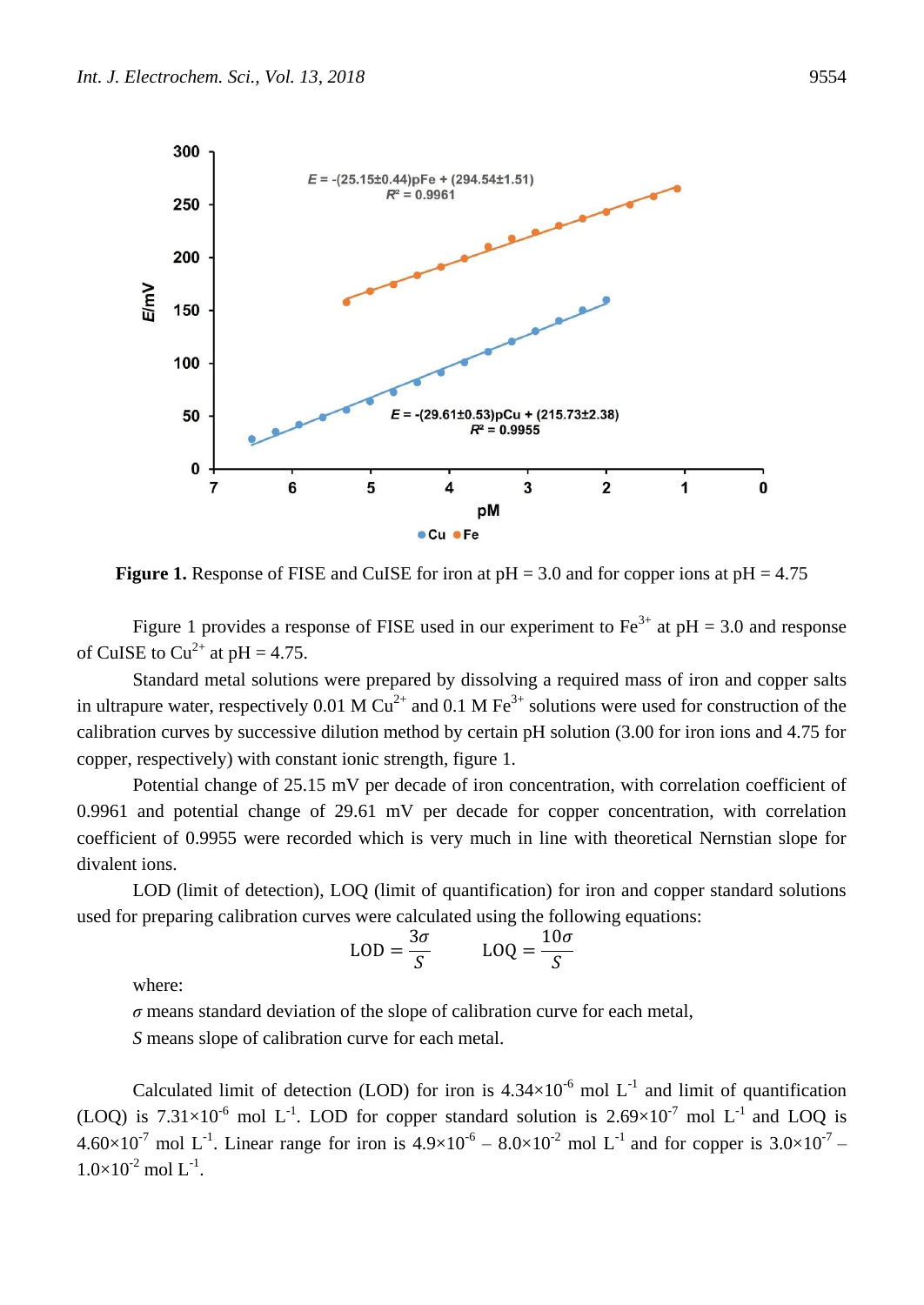**Figure 1.** Response of FISE and CuISE for iron at pH = 3.0 and for copper ions at pH = 4.75

Figure 1 provides a response of FISE used in our experiment to $Fe^{3+}$ at pH = 3.0 and response of CuISE to $Cu^{2+}$ at pH = 4.75.

Standard metal solutions were prepared by dissolving a required mass of iron and copper salts in ultrapure water, respectively 0.01 M $Cu^{2+}$ and 0.1 M $Fe^{3+}$ solutions were used for construction of the calibration curves by successive dilution method by certain pH solution (3.00 for iron ions and 4.75 for copper, respectively) with constant ionic strength, figure 1.

Potential change of 25.15 mV per decade of iron concentration, with correlation coefficient of 0.9961 and potential change of 29.61 mV per decade for copper concentration, with correlation coefficient of 0.9955 were recorded which is very much in line with theoretical Nernstian slope for divalent ions.

LOD (limit of detection), LOQ (limit of quantification) for iron and copper standard solutions used for preparing calibration curves were calculated using the following equations:

$$\mathrm{LOD} = \frac{3\sigma}{S} \qquad \mathrm{LOQ} = \frac{10\sigma}{S}$$

where:

$\sigma$ means standard deviation of the slope of calibration curve for each metal,

$S$ means slope of calibration curve for each metal.

Calculated limit of detection (LOD) for iron is $4.34\times10^{-6}$ mol $L^{-1}$ and limit of quantification (LOQ) is $7.31\times10^{-6}$ mol $L^{-1}$. LOD for copper standard solution is $2.69\times10^{-7}$ mol $L^{-1}$ and LOQ is $4.60\times10^{-7}$ mol $L^{-1}$. Linear range for iron is $4.9\times10^{-6}$ – $8.0\times10^{-2}$ mol $L^{-1}$ and for copper is $3.0\times10^{-7}$ – $1.0\times10^{-2}$ mol $L^{-1}$.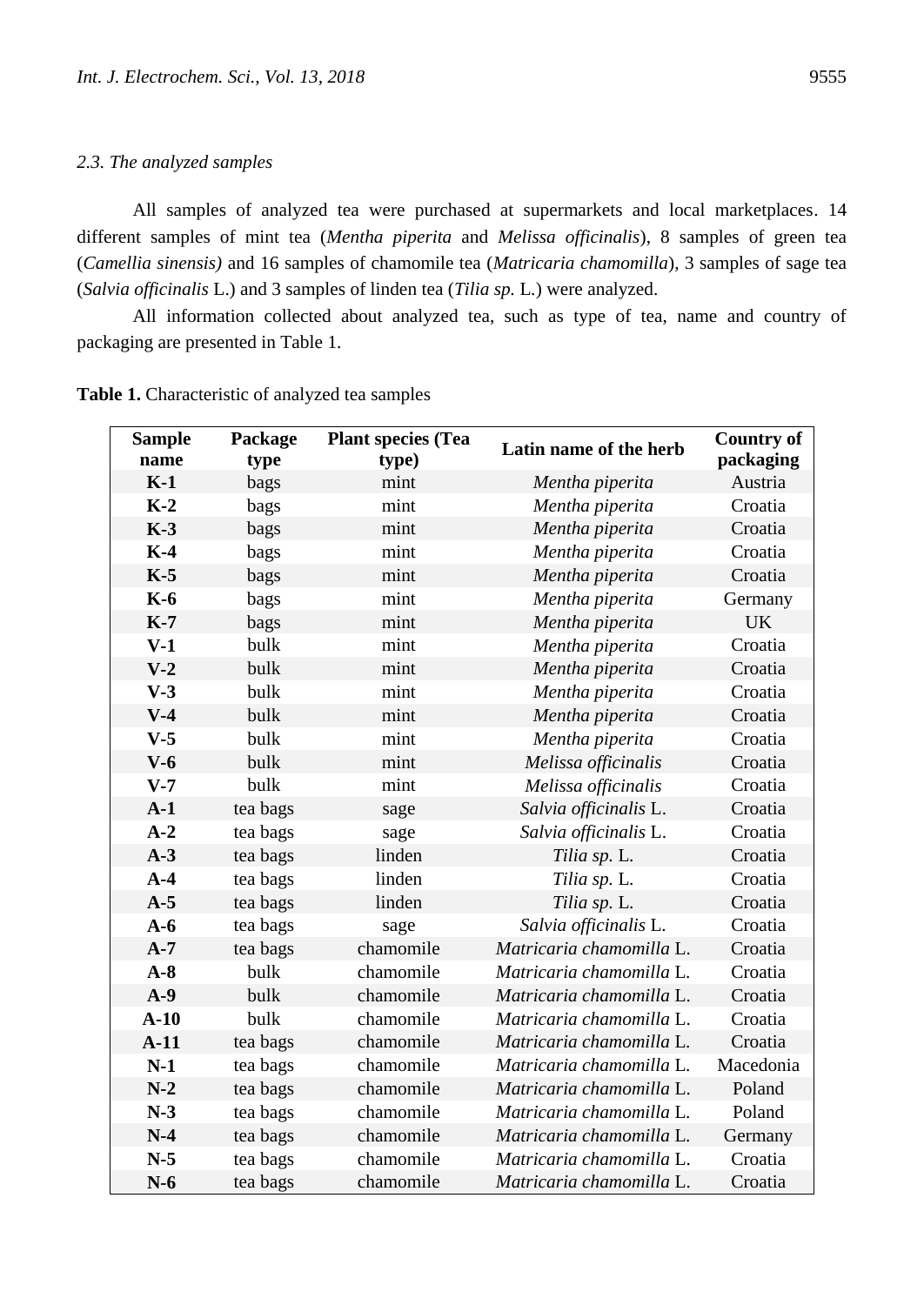*2.3. The analyzed samples*

All samples of analyzed tea were purchased at supermarkets and local marketplaces. 14 different samples of mint tea (*Mentha piperita* and *Melissa officinalis*), 8 samples of green tea (*Camellia sinensis)* and 16 samples of chamomile tea (*Matricaria chamomilla*), 3 samples of sage tea (*Salvia officinalis* L.) and 3 samples of linden tea (*Tilia sp.* L.) were analyzed.

All information collected about analyzed tea, such as type of tea, name and country of packaging are presented in Table 1.

**Table 1.** Characteristic of analyzed tea samples

| Sample name | Package type | Plant species (Tea type) | Latin name of the herb | Country of packaging |
|---|---|---|---|---|
| **K-1** | bags | mint | *Mentha piperita* | Austria |
| **K-2** | bags | mint | *Mentha piperita* | Croatia |
| **K-3** | bags | mint | *Mentha piperita* | Croatia |
| **K-4** | bags | mint | *Mentha piperita* | Croatia |
| **K-5** | bags | mint | *Mentha piperita* | Croatia |
| **K-6** | bags | mint | *Mentha piperita* | Germany |
| **K-7** | bags | mint | *Mentha piperita* | UK |
| **V-1** | bulk | mint | *Mentha piperita* | Croatia |
| **V-2** | bulk | mint | *Mentha piperita* | Croatia |
| **V-3** | bulk | mint | *Mentha piperita* | Croatia |
| **V-4** | bulk | mint | *Mentha piperita* | Croatia |
| **V-5** | bulk | mint | *Mentha piperita* | Croatia |
| **V-6** | bulk | mint | *Melissa officinalis* | Croatia |
| **V-7** | bulk | mint | *Melissa officinalis* | Croatia |
| **A-1** | tea bags | sage | *Salvia officinalis* L. | Croatia |
| **A-2** | tea bags | sage | *Salvia officinalis* L. | Croatia |
| **A-3** | tea bags | linden | *Tilia sp.* L. | Croatia |
| **A-4** | tea bags | linden | *Tilia sp.* L. | Croatia |
| **A-5** | tea bags | linden | *Tilia sp.* L. | Croatia |
| **A-6** | tea bags | sage | *Salvia officinalis* L. | Croatia |
| **A-7** | tea bags | chamomile | *Matricaria chamomilla* L. | Croatia |
| **A-8** | bulk | chamomile | *Matricaria chamomilla* L. | Croatia |
| **A-9** | bulk | chamomile | *Matricaria chamomilla* L. | Croatia |
| **A-10** | bulk | chamomile | *Matricaria chamomilla* L. | Croatia |
| **A-11** | tea bags | chamomile | *Matricaria chamomilla* L. | Croatia |
| **N-1** | tea bags | chamomile | *Matricaria chamomilla* L. | Macedonia |
| **N-2** | tea bags | chamomile | *Matricaria chamomilla* L. | Poland |
| **N-3** | tea bags | chamomile | *Matricaria chamomilla* L. | Poland |
| **N-4** | tea bags | chamomile | *Matricaria chamomilla* L. | Germany |
| **N-5** | tea bags | chamomile | *Matricaria chamomilla* L. | Croatia |
| **N-6** | tea bags | chamomile | *Matricaria chamomilla* L. | Croatia |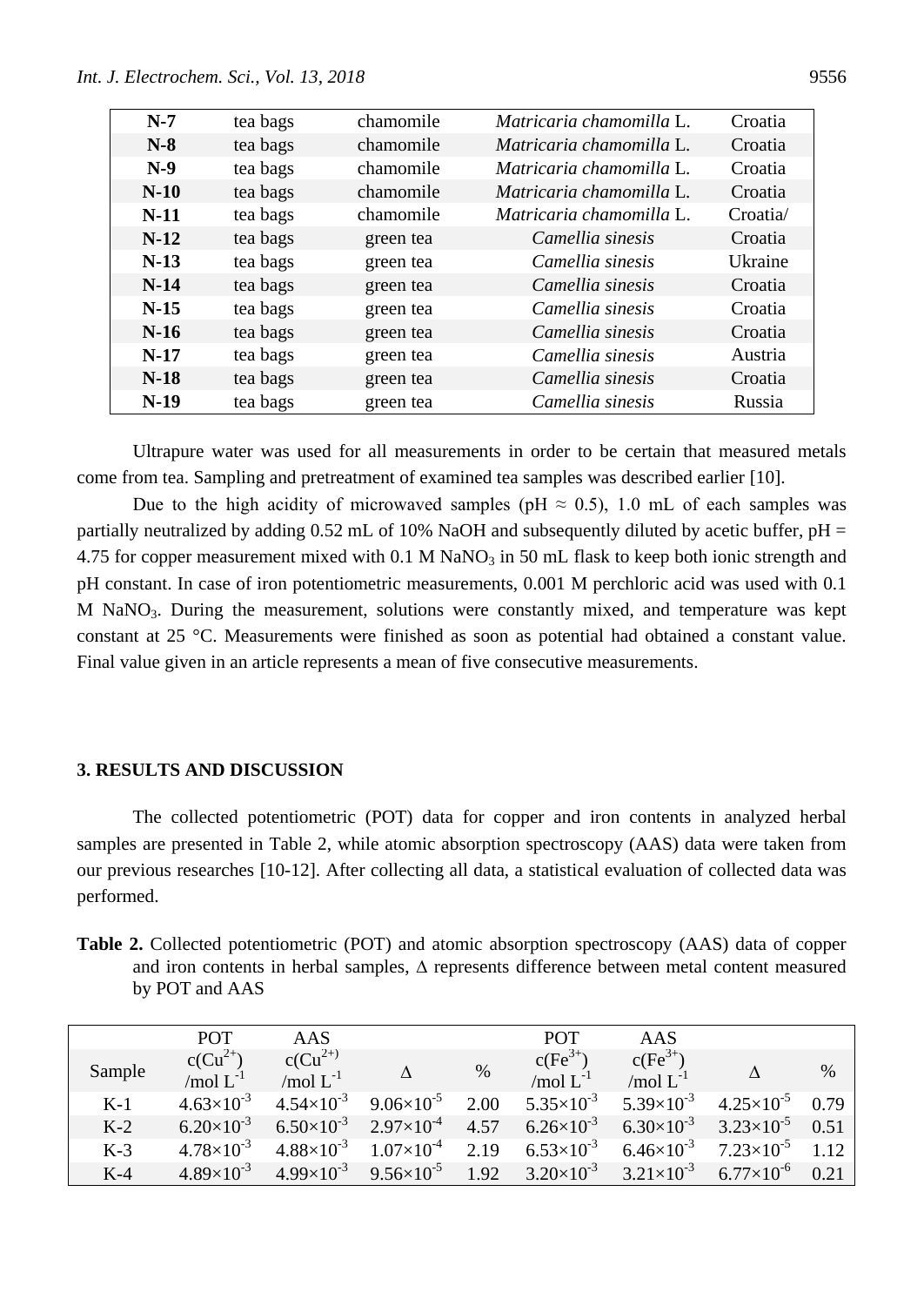| N-7 | tea bags | chamomile | *Matricaria chamomilla* L. | Croatia |
|---|---|---|---|---|
| N-8 | tea bags | chamomile | *Matricaria chamomilla* L. | Croatia |
| N-9 | tea bags | chamomile | *Matricaria chamomilla* L. | Croatia |
| N-10 | tea bags | chamomile | *Matricaria chamomilla* L. | Croatia |
| N-11 | tea bags | chamomile | *Matricaria chamomilla* L. | Croatia/ |
| N-12 | tea bags | green tea | *Camellia sinesis* | Croatia |
| N-13 | tea bags | green tea | *Camellia sinesis* | Ukraine |
| N-14 | tea bags | green tea | *Camellia sinesis* | Croatia |
| N-15 | tea bags | green tea | *Camellia sinesis* | Croatia |
| N-16 | tea bags | green tea | *Camellia sinesis* | Croatia |
| N-17 | tea bags | green tea | *Camellia sinesis* | Austria |
| N-18 | tea bags | green tea | *Camellia sinesis* | Croatia |
| N-19 | tea bags | green tea | *Camellia sinesis* | Russia |

Ultrapure water was used for all measurements in order to be certain that measured metals come from tea. Sampling and pretreatment of examined tea samples was described earlier [10].

Due to the high acidity of microwaved samples (pH ≈ 0.5), 1.0 mL of each samples was partially neutralized by adding 0.52 mL of 10% NaOH and subsequently diluted by acetic buffer, pH = 4.75 for copper measurement mixed with 0.1 M $NaNO_3$ in 50 mL flask to keep both ionic strength and pH constant. In case of iron potentiometric measurements, 0.001 M perchloric acid was used with 0.1 M $NaNO_3$. During the measurement, solutions were constantly mixed, and temperature was kept constant at 25 °C. Measurements were finished as soon as potential had obtained a constant value. Final value given in an article represents a mean of five consecutive measurements.

## 3. RESULTS AND DISCUSSION

The collected potentiometric (POT) data for copper and iron contents in analyzed herbal samples are presented in Table 2, while atomic absorption spectroscopy (AAS) data were taken from our previous researches [10-12]. After collecting all data, a statistical evaluation of collected data was performed.

**Table 2.** Collected potentiometric (POT) and atomic absorption spectroscopy (AAS) data of copper and iron contents in herbal samples, Δ represents difference between metal content measured by POT and AAS

| Sample | POT $c(Cu^{2+})$ /mol $L^{-1}$ | AAS $c(Cu^{2+})$ /mol $L^{-1}$ | Δ | % | POT $c(Fe^{3+})$ /mol $L^{-1}$ | AAS $c(Fe^{3+})$ /mol $L^{-1}$ | Δ | % |
|---|---|---|---|---|---|---|---|---|
| K-1 | $4.63\times10^{-3}$ | $4.54\times10^{-3}$ | $9.06\times10^{-5}$ | 2.00 | $5.35\times10^{-3}$ | $5.39\times10^{-3}$ | $4.25\times10^{-5}$ | 0.79 |
| K-2 | $6.20\times10^{-3}$ | $6.50\times10^{-3}$ | $2.97\times10^{-4}$ | 4.57 | $6.26\times10^{-3}$ | $6.30\times10^{-3}$ | $3.23\times10^{-5}$ | 0.51 |
| K-3 | $4.78\times10^{-3}$ | $4.88\times10^{-3}$ | $1.07\times10^{-4}$ | 2.19 | $6.53\times10^{-3}$ | $6.46\times10^{-3}$ | $7.23\times10^{-5}$ | 1.12 |
| K-4 | $4.89\times10^{-3}$ | $4.99\times10^{-3}$ | $9.56\times10^{-5}$ | 1.92 | $3.20\times10^{-3}$ | $3.21\times10^{-3}$ | $6.77\times10^{-6}$ | 0.21 |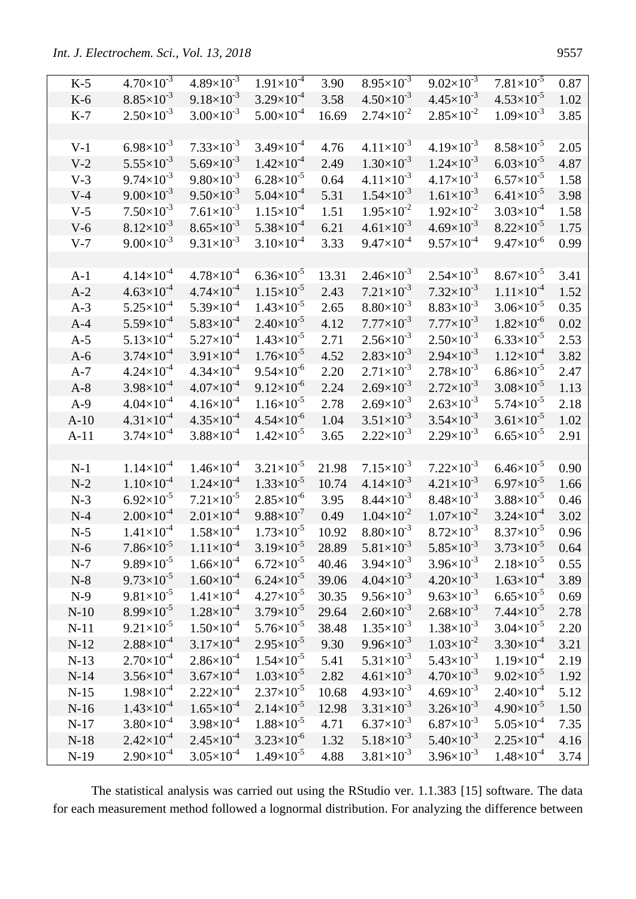| | | | | | | | | |
|---|---|---|---|---|---|---|---|---|
| K-5 | $4.70×10^{-3}$ | $4.89×10^{-3}$ | $1.91×10^{-4}$ | 3.90 | $8.95×10^{-3}$ | $9.02×10^{-3}$ | $7.81×10^{-5}$ | 0.87 |
| K-6 | $8.85×10^{-3}$ | $9.18×10^{-3}$ | $3.29×10^{-4}$ | 3.58 | $4.50×10^{-3}$ | $4.45×10^{-3}$ | $4.53×10^{-5}$ | 1.02 |
| K-7 | $2.50×10^{-3}$ | $3.00×10^{-3}$ | $5.00×10^{-4}$ | 16.69 | $2.74×10^{-2}$ | $2.85×10^{-2}$ | $1.09×10^{-3}$ | 3.85 |
| | | | | | | | | |
| V-1 | $6.98×10^{-3}$ | $7.33×10^{-3}$ | $3.49×10^{-4}$ | 4.76 | $4.11×10^{-3}$ | $4.19×10^{-3}$ | $8.58×10^{-5}$ | 2.05 |
| V-2 | $5.55×10^{-3}$ | $5.69×10^{-3}$ | $1.42×10^{-4}$ | 2.49 | $1.30×10^{-3}$ | $1.24×10^{-3}$ | $6.03×10^{-5}$ | 4.87 |
| V-3 | $9.74×10^{-3}$ | $9.80×10^{-3}$ | $6.28×10^{-5}$ | 0.64 | $4.11×10^{-3}$ | $4.17×10^{-3}$ | $6.57×10^{-5}$ | 1.58 |
| V-4 | $9.00×10^{-3}$ | $9.50×10^{-3}$ | $5.04×10^{-4}$ | 5.31 | $1.54×10^{-3}$ | $1.61×10^{-3}$ | $6.41×10^{-5}$ | 3.98 |
| V-5 | $7.50×10^{-3}$ | $7.61×10^{-3}$ | $1.15×10^{-4}$ | 1.51 | $1.95×10^{-2}$ | $1.92×10^{-2}$ | $3.03×10^{-4}$ | 1.58 |
| V-6 | $8.12×10^{-3}$ | $8.65×10^{-3}$ | $5.38×10^{-4}$ | 6.21 | $4.61×10^{-3}$ | $4.69×10^{-3}$ | $8.22×10^{-5}$ | 1.75 |
| V-7 | $9.00×10^{-3}$ | $9.31×10^{-3}$ | $3.10×10^{-4}$ | 3.33 | $9.47×10^{-4}$ | $9.57×10^{-4}$ | $9.47×10^{-6}$ | 0.99 |
| | | | | | | | | |
| A-1 | $4.14×10^{-4}$ | $4.78×10^{-4}$ | $6.36×10^{-5}$ | 13.31 | $2.46×10^{-3}$ | $2.54×10^{-3}$ | $8.67×10^{-5}$ | 3.41 |
| A-2 | $4.63×10^{-4}$ | $4.74×10^{-4}$ | $1.15×10^{-5}$ | 2.43 | $7.21×10^{-3}$ | $7.32×10^{-3}$ | $1.11×10^{-4}$ | 1.52 |
| A-3 | $5.25×10^{-4}$ | $5.39×10^{-4}$ | $1.43×10^{-5}$ | 2.65 | $8.80×10^{-3}$ | $8.83×10^{-3}$ | $3.06×10^{-5}$ | 0.35 |
| A-4 | $5.59×10^{-4}$ | $5.83×10^{-4}$ | $2.40×10^{-5}$ | 4.12 | $7.77×10^{-3}$ | $7.77×10^{-3}$ | $1.82×10^{-6}$ | 0.02 |
| A-5 | $5.13×10^{-4}$ | $5.27×10^{-4}$ | $1.43×10^{-5}$ | 2.71 | $2.56×10^{-3}$ | $2.50×10^{-3}$ | $6.33×10^{-5}$ | 2.53 |
| A-6 | $3.74×10^{-4}$ | $3.91×10^{-4}$ | $1.76×10^{-5}$ | 4.52 | $2.83×10^{-3}$ | $2.94×10^{-3}$ | $1.12×10^{-4}$ | 3.82 |
| A-7 | $4.24×10^{-4}$ | $4.34×10^{-4}$ | $9.54×10^{-6}$ | 2.20 | $2.71×10^{-3}$ | $2.78×10^{-3}$ | $6.86×10^{-5}$ | 2.47 |
| A-8 | $3.98×10^{-4}$ | $4.07×10^{-4}$ | $9.12×10^{-6}$ | 2.24 | $2.69×10^{-3}$ | $2.72×10^{-3}$ | $3.08×10^{-5}$ | 1.13 |
| A-9 | $4.04×10^{-4}$ | $4.16×10^{-4}$ | $1.16×10^{-5}$ | 2.78 | $2.69×10^{-3}$ | $2.63×10^{-3}$ | $5.74×10^{-5}$ | 2.18 |
| A-10 | $4.31×10^{-4}$ | $4.35×10^{-4}$ | $4.54×10^{-6}$ | 1.04 | $3.51×10^{-3}$ | $3.54×10^{-3}$ | $3.61×10^{-5}$ | 1.02 |
| A-11 | $3.74×10^{-4}$ | $3.88×10^{-4}$ | $1.42×10^{-5}$ | 3.65 | $2.22×10^{-3}$ | $2.29×10^{-3}$ | $6.65×10^{-5}$ | 2.91 |
| | | | | | | | | |
| N-1 | $1.14×10^{-4}$ | $1.46×10^{-4}$ | $3.21×10^{-5}$ | 21.98 | $7.15×10^{-3}$ | $7.22×10^{-3}$ | $6.46×10^{-5}$ | 0.90 |
| N-2 | $1.10×10^{-4}$ | $1.24×10^{-4}$ | $1.33×10^{-5}$ | 10.74 | $4.14×10^{-3}$ | $4.21×10^{-3}$ | $6.97×10^{-5}$ | 1.66 |
| N-3 | $6.92×10^{-5}$ | $7.21×10^{-5}$ | $2.85×10^{-6}$ | 3.95 | $8.44×10^{-3}$ | $8.48×10^{-3}$ | $3.88×10^{-5}$ | 0.46 |
| N-4 | $2.00×10^{-4}$ | $2.01×10^{-4}$ | $9.88×10^{-7}$ | 0.49 | $1.04×10^{-2}$ | $1.07×10^{-2}$ | $3.24×10^{-4}$ | 3.02 |
| N-5 | $1.41×10^{-4}$ | $1.58×10^{-4}$ | $1.73×10^{-5}$ | 10.92 | $8.80×10^{-3}$ | $8.72×10^{-3}$ | $8.37×10^{-5}$ | 0.96 |
| N-6 | $7.86×10^{-5}$ | $1.11×10^{-4}$ | $3.19×10^{-5}$ | 28.89 | $5.81×10^{-3}$ | $5.85×10^{-3}$ | $3.73×10^{-5}$ | 0.64 |
| N-7 | $9.89×10^{-5}$ | $1.66×10^{-4}$ | $6.72×10^{-5}$ | 40.46 | $3.94×10^{-3}$ | $3.96×10^{-3}$ | $2.18×10^{-5}$ | 0.55 |
| N-8 | $9.73×10^{-5}$ | $1.60×10^{-4}$ | $6.24×10^{-5}$ | 39.06 | $4.04×10^{-3}$ | $4.20×10^{-3}$ | $1.63×10^{-4}$ | 3.89 |
| N-9 | $9.81×10^{-5}$ | $1.41×10^{-4}$ | $4.27×10^{-5}$ | 30.35 | $9.56×10^{-3}$ | $9.63×10^{-3}$ | $6.65×10^{-5}$ | 0.69 |
| N-10 | $8.99×10^{-5}$ | $1.28×10^{-4}$ | $3.79×10^{-5}$ | 29.64 | $2.60×10^{-3}$ | $2.68×10^{-3}$ | $7.44×10^{-5}$ | 2.78 |
| N-11 | $9.21×10^{-5}$ | $1.50×10^{-4}$ | $5.76×10^{-5}$ | 38.48 | $1.35×10^{-3}$ | $1.38×10^{-3}$ | $3.04×10^{-5}$ | 2.20 |
| N-12 | $2.88×10^{-4}$ | $3.17×10^{-4}$ | $2.95×10^{-5}$ | 9.30 | $9.96×10^{-3}$ | $1.03×10^{-2}$ | $3.30×10^{-4}$ | 3.21 |
| N-13 | $2.70×10^{-4}$ | $2.86×10^{-4}$ | $1.54×10^{-5}$ | 5.41 | $5.31×10^{-3}$ | $5.43×10^{-3}$ | $1.19×10^{-4}$ | 2.19 |
| N-14 | $3.56×10^{-4}$ | $3.67×10^{-4}$ | $1.03×10^{-5}$ | 2.82 | $4.61×10^{-3}$ | $4.70×10^{-3}$ | $9.02×10^{-5}$ | 1.92 |
| N-15 | $1.98×10^{-4}$ | $2.22×10^{-4}$ | $2.37×10^{-5}$ | 10.68 | $4.93×10^{-3}$ | $4.69×10^{-3}$ | $2.40×10^{-4}$ | 5.12 |
| N-16 | $1.43×10^{-4}$ | $1.65×10^{-4}$ | $2.14×10^{-5}$ | 12.98 | $3.31×10^{-3}$ | $3.26×10^{-3}$ | $4.90×10^{-5}$ | 1.50 |
| N-17 | $3.80×10^{-4}$ | $3.98×10^{-4}$ | $1.88×10^{-5}$ | 4.71 | $6.37×10^{-3}$ | $6.87×10^{-3}$ | $5.05×10^{-4}$ | 7.35 |
| N-18 | $2.42×10^{-4}$ | $2.45×10^{-4}$ | $3.23×10^{-6}$ | 1.32 | $5.18×10^{-3}$ | $5.40×10^{-3}$ | $2.25×10^{-4}$ | 4.16 |
| N-19 | $2.90×10^{-4}$ | $3.05×10^{-4}$ | $1.49×10^{-5}$ | 4.88 | $3.81×10^{-3}$ | $3.96×10^{-3}$ | $1.48×10^{-4}$ | 3.74 |

The statistical analysis was carried out using the RStudio ver. 1.1.383 [15] software. The data for each measurement method followed a lognormal distribution. For analyzing the difference between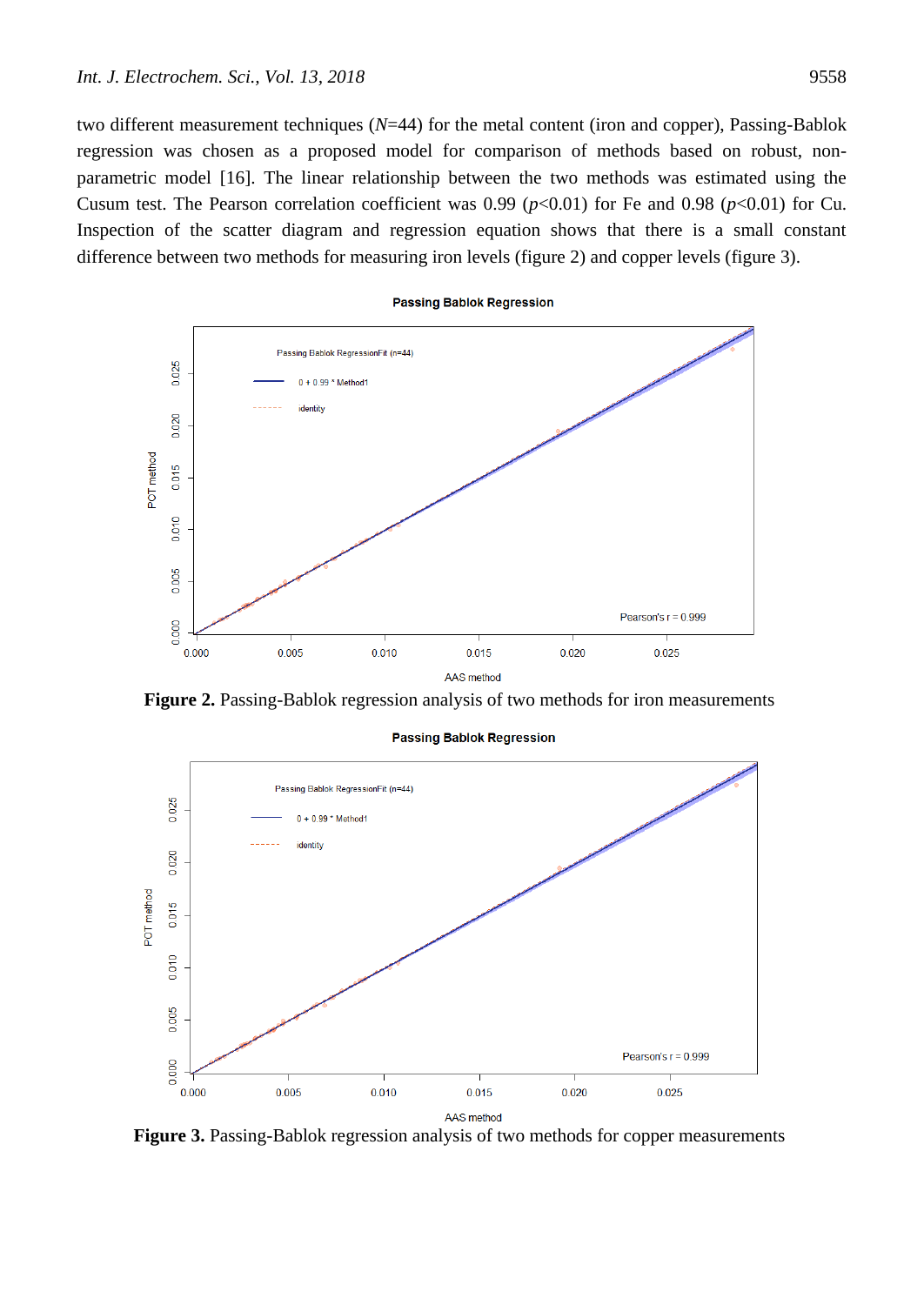two different measurement techniques ($N$=44) for the metal content (iron and copper), Passing-Bablok regression was chosen as a proposed model for comparison of methods based on robust, non-parametric model [16]. The linear relationship between the two methods was estimated using the Cusum test. The Pearson correlation coefficient was 0.99 ($p$<0.01) for Fe and 0.98 ($p$<0.01) for Cu. Inspection of the scatter diagram and regression equation shows that there is a small constant difference between two methods for measuring iron levels (figure 2) and copper levels (figure 3).

**Figure 2.** Passing-Bablok regression analysis of two methods for iron measurements

**Figure 3.** Passing-Bablok regression analysis of two methods for copper measurements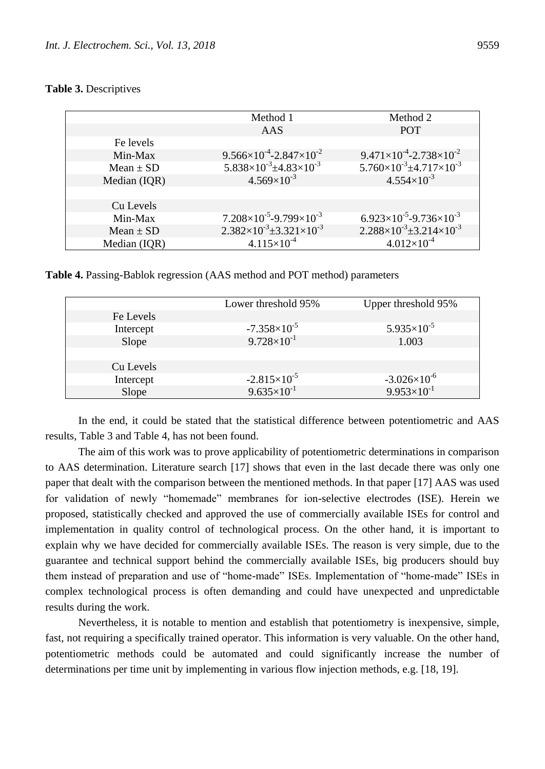**Table 3.** Descriptives

| | Method 1 | Method 2 |
|---|---|---|
| | AAS | POT |
| Fe levels | | |
| Min-Max | $9.566\times10^{-4}$-$2.847\times10^{-2}$ | $9.471\times10^{-4}$-$2.738\times10^{-2}$ |
| Mean ± SD | $5.838\times10^{-3}\pm4.83\times10^{-3}$ | $5.760\times10^{-3}\pm4.717\times10^{-3}$ |
| Median (IQR) | $4.569\times10^{-3}$ | $4.554\times10^{-3}$ |
| | | |
| Cu Levels | | |
| Min-Max | $7.208\times10^{-5}$-$9.799\times10^{-3}$ | $6.923\times10^{-5}$-$9.736\times10^{-3}$ |
| Mean ± SD | $2.382\times10^{-3}\pm3.321\times10^{-3}$ | $2.288\times10^{-3}\pm3.214\times10^{-3}$ |
| Median (IQR) | $4.115\times10^{-4}$ | $4.012\times10^{-4}$ |

**Table 4.** Passing-Bablok regression (AAS method and POT method) parameters

| | Lower threshold 95% | Upper threshold 95% |
|---|---|---|
| Fe Levels | | |
| Intercept | $-7.358\times10^{-5}$ | $5.935\times10^{-5}$ |
| Slope | $9.728\times10^{-1}$ | 1.003 |
| | | |
| Cu Levels | | |
| Intercept | $-2.815\times10^{-5}$ | $-3.026\times10^{-6}$ |
| Slope | $9.635\times10^{-1}$ | $9.953\times10^{-1}$ |

In the end, it could be stated that the statistical difference between potentiometric and AAS results, Table 3 and Table 4, has not been found.

The aim of this work was to prove applicability of potentiometric determinations in comparison to AAS determination. Literature search [17] shows that even in the last decade there was only one paper that dealt with the comparison between the mentioned methods. In that paper [17] AAS was used for validation of newly "homemade" membranes for ion-selective electrodes (ISE). Herein we proposed, statistically checked and approved the use of commercially available ISEs for control and implementation in quality control of technological process. On the other hand, it is important to explain why we have decided for commercially available ISEs. The reason is very simple, due to the guarantee and technical support behind the commercially available ISEs, big producers should buy them instead of preparation and use of "home-made" ISEs. Implementation of "home-made" ISEs in complex technological process is often demanding and could have unexpected and unpredictable results during the work.

Nevertheless, it is notable to mention and establish that potentiometry is inexpensive, simple, fast, not requiring a specifically trained operator. This information is very valuable. On the other hand, potentiometric methods could be automated and could significantly increase the number of determinations per time unit by implementing in various flow injection methods, e.g. [18, 19].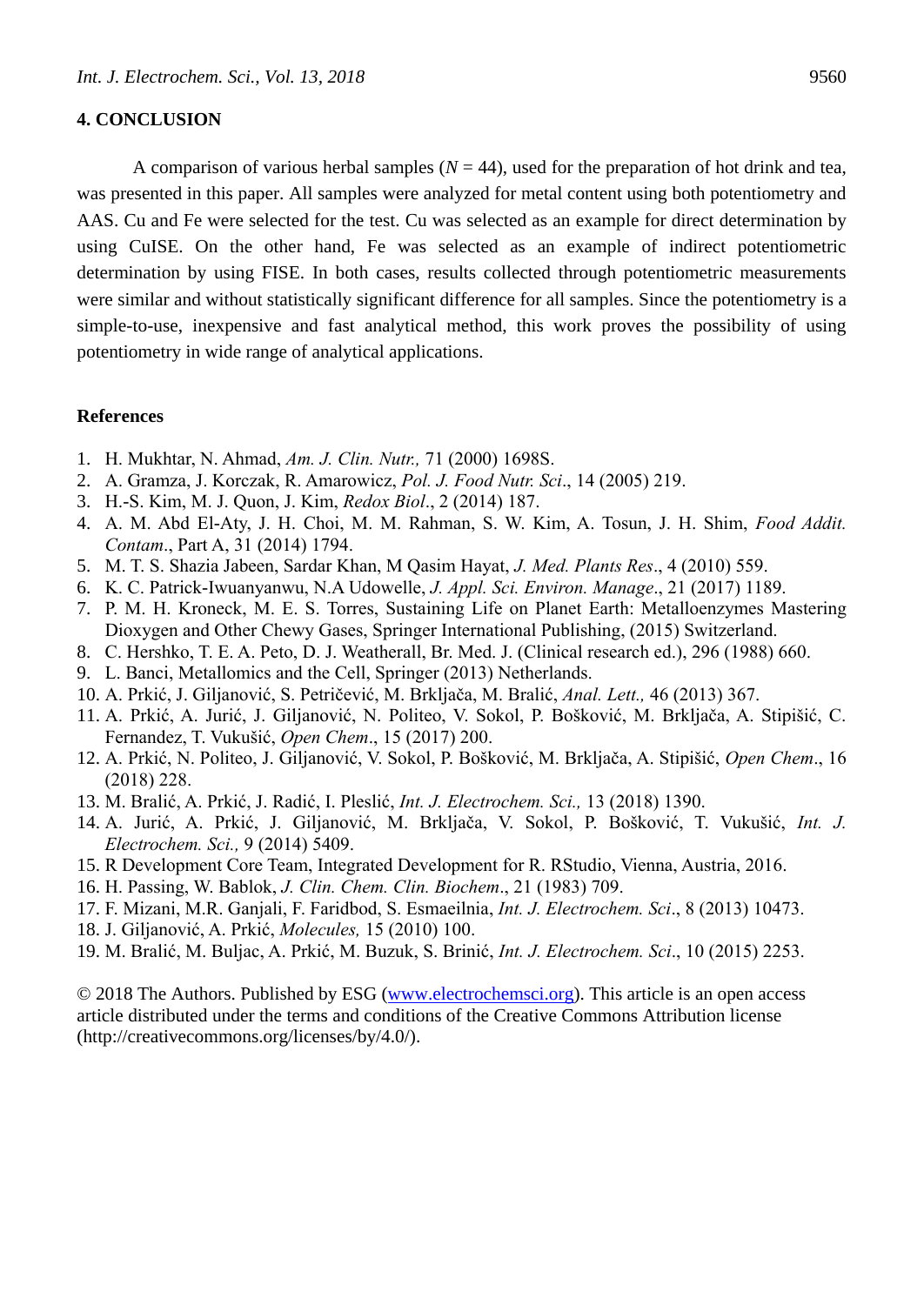## 4. CONCLUSION

A comparison of various herbal samples ($N = 44$), used for the preparation of hot drink and tea, was presented in this paper. All samples were analyzed for metal content using both potentiometry and AAS. Cu and Fe were selected for the test. Cu was selected as an example for direct determination by using CuISE. On the other hand, Fe was selected as an example of indirect potentiometric determination by using FISE. In both cases, results collected through potentiometric measurements were similar and without statistically significant difference for all samples. Since the potentiometry is a simple-to-use, inexpensive and fast analytical method, this work proves the possibility of using potentiometry in wide range of analytical applications.

## References

1. H. Mukhtar, N. Ahmad, *Am. J. Clin. Nutr.,* 71 (2000) 1698S.
2. A. Gramza, J. Korczak, R. Amarowicz, *Pol. J. Food Nutr. Sci*., 14 (2005) 219.
3. H.-S. Kim, M. J. Quon, J. Kim, *Redox Biol*., 2 (2014) 187.
4. A. M. Abd El-Aty, J. H. Choi, M. M. Rahman, S. W. Kim, A. Tosun, J. H. Shim, *Food Addit. Contam*., Part A, 31 (2014) 1794.
5. M. T. S. Shazia Jabeen, Sardar Khan, M Qasim Hayat, *J. Med. Plants Res*., 4 (2010) 559.
6. K. C. Patrick-Iwuanyanwu, N.A Udowelle, *J. Appl. Sci. Environ. Manage*., 21 (2017) 1189.
7. P. M. H. Kroneck, M. E. S. Torres, Sustaining Life on Planet Earth: Metalloenzymes Mastering Dioxygen and Other Chewy Gases, Springer International Publishing, (2015) Switzerland.
8. C. Hershko, T. E. A. Peto, D. J. Weatherall, Br. Med. J. (Clinical research ed.), 296 (1988) 660.
9. L. Banci, Metallomics and the Cell, Springer (2013) Netherlands.
10. A. Prkić, J. Giljanović, S. Petričević, M. Brkljača, M. Bralić, *Anal. Lett.,* 46 (2013) 367.
11. A. Prkić, A. Jurić, J. Giljanović, N. Politeo, V. Sokol, P. Bošković, M. Brkljača, A. Stipišić, C. Fernandez, T. Vukušić, *Open Chem*., 15 (2017) 200.
12. A. Prkić, N. Politeo, J. Giljanović, V. Sokol, P. Bošković, M. Brkljača, A. Stipišić, *Open Chem*., 16 (2018) 228.
13. M. Bralić, A. Prkić, J. Radić, I. Pleslić, *Int. J. Electrochem. Sci.,* 13 (2018) 1390.
14. A. Jurić, A. Prkić, J. Giljanović, M. Brkljača, V. Sokol, P. Bošković, T. Vukušić, *Int. J. Electrochem. Sci.,* 9 (2014) 5409.
15. R Development Core Team, Integrated Development for R. RStudio, Vienna, Austria, 2016.
16. H. Passing, W. Bablok, *J. Clin. Chem. Clin. Biochem*., 21 (1983) 709.
17. F. Mizani, M.R. Ganjali, F. Faridbod, S. Esmaeilnia, *Int. J. Electrochem. Sci*., 8 (2013) 10473.
18. J. Giljanović, A. Prkić, *Molecules,* 15 (2010) 100.
19. M. Bralić, M. Buljac, A. Prkić, M. Buzuk, S. Brinić, *Int. J. Electrochem. Sci*., 10 (2015) 2253.

© 2018 The Authors. Published by ESG (www.electrochemsci.org). This article is an open access article distributed under the terms and conditions of the Creative Commons Attribution license (http://creativecommons.org/licenses/by/4.0/).